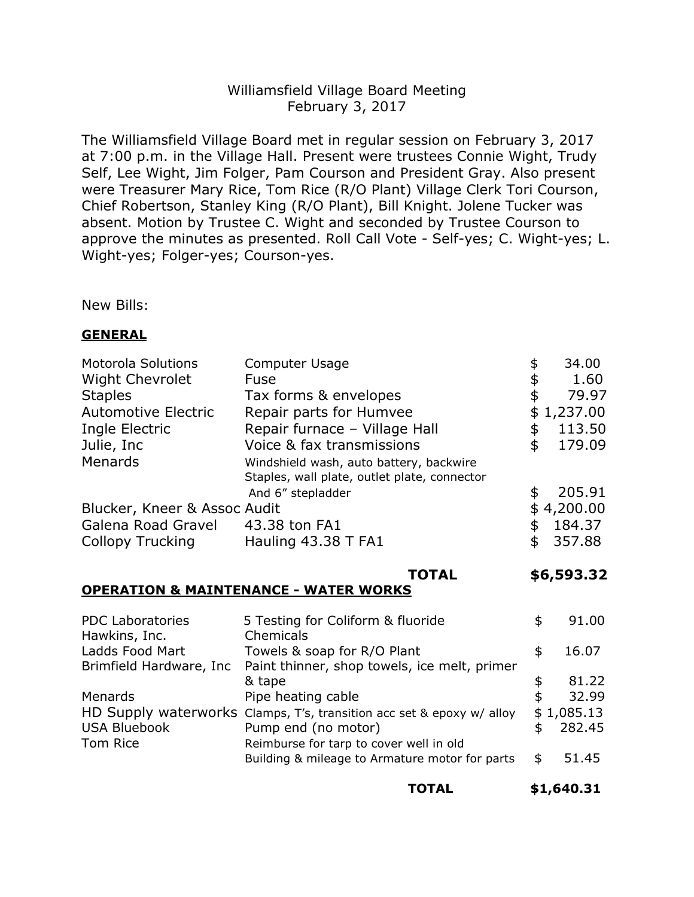Williamsfield Village Board Meeting
February 3, 2017

The Williamsfield Village Board met in regular session on February 3, 2017 at 7:00 p.m. in the Village Hall. Present were trustees Connie Wight, Trudy Self, Lee Wight, Jim Folger, Pam Courson and President Gray. Also present were Treasurer Mary Rice, Tom Rice (R/O Plant) Village Clerk Tori Courson, Chief Robertson, Stanley King (R/O Plant), Bill Knight. Jolene Tucker was absent. Motion by Trustee C. Wight and seconded by Trustee Courson to approve the minutes as presented. Roll Call Vote - Self-yes; C. Wight-yes; L. Wight-yes; Folger-yes; Courson-yes.

New Bills:

**GENERAL**

| | | |
|---|---|---|
| Motorola Solutions | Computer Usage | $ 34.00 |
| Wight Chevrolet | Fuse | $ 1.60 |
| Staples | Tax forms & envelopes | $ 79.97 |
| Automotive Electric | Repair parts for Humvee | $ 1,237.00 |
| Ingle Electric | Repair furnace – Village Hall | $ 113.50 |
| Julie, Inc | Voice & fax transmissions | $ 179.09 |
| Menards | Windshield wash, auto battery, backwire Staples, wall plate, outlet plate, connector And 6" stepladder | $ 205.91 |
| Blucker, Kneer & Assoc | Audit | $ 4,200.00 |
| Galena Road Gravel | 43.38 ton FA1 | $ 184.37 |
| Collopy Trucking | Hauling 43.38 T FA1 | $ 357.88 |
| | **TOTAL** | **$6,593.32** |

**OPERATION & MAINTENANCE - WATER WORKS**

| | | |
|---|---|---|
| PDC Laboratories | 5 Testing for Coliform & fluoride | $ 91.00 |
| Hawkins, Inc. | Chemicals | |
| Ladds Food Mart | Towels & soap for R/O Plant | $ 16.07 |
| Brimfield Hardware, Inc | Paint thinner, shop towels, ice melt, primer & tape | $ 81.22 |
| Menards | Pipe heating cable | $ 32.99 |
| HD Supply waterworks | Clamps, T's, transition acc set & epoxy w/ alloy | $ 1,085.13 |
| USA Bluebook | Pump end (no motor) | $ 282.45 |
| Tom Rice | Reimburse for tarp to cover well in old Building & mileage to Armature motor for parts | $ 51.45 |
| | **TOTAL** | **$1,640.31** |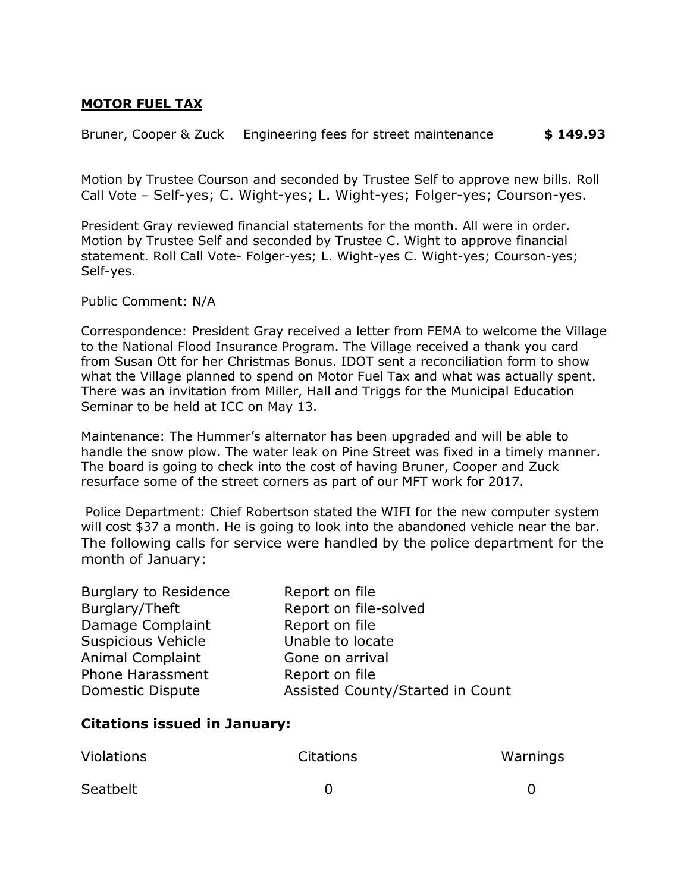**MOTOR FUEL TAX**

| | | |
|---|---|---|
| Bruner, Cooper & Zuck | Engineering fees for street maintenance | **$ 149.93** |

Motion by Trustee Courson and seconded by Trustee Self to approve new bills. Roll Call Vote – Self-yes; C. Wight-yes; L. Wight-yes; Folger-yes; Courson-yes.

President Gray reviewed financial statements for the month. All were in order. Motion by Trustee Self and seconded by Trustee C. Wight to approve financial statement. Roll Call Vote- Folger-yes; L. Wight-yes C. Wight-yes; Courson-yes; Self-yes.

Public Comment: N/A

Correspondence: President Gray received a letter from FEMA to welcome the Village to the National Flood Insurance Program. The Village received a thank you card from Susan Ott for her Christmas Bonus. IDOT sent a reconciliation form to show what the Village planned to spend on Motor Fuel Tax and what was actually spent. There was an invitation from Miller, Hall and Triggs for the Municipal Education Seminar to be held at ICC on May 13.

Maintenance: The Hummer's alternator has been upgraded and will be able to handle the snow plow. The water leak on Pine Street was fixed in a timely manner. The board is going to check into the cost of having Bruner, Cooper and Zuck resurface some of the street corners as part of our MFT work for 2017.

Police Department: Chief Robertson stated the WIFI for the new computer system will cost $37 a month. He is going to look into the abandoned vehicle near the bar. The following calls for service were handled by the police department for the month of January:

| | |
|---|---|
| Burglary to Residence | Report on file |
| Burglary/Theft | Report on file-solved |
| Damage Complaint | Report on file |
| Suspicious Vehicle | Unable to locate |
| Animal Complaint | Gone on arrival |
| Phone Harassment | Report on file |
| Domestic Dispute | Assisted County/Started in Count |

**Citations issued in January:**

| Violations | Citations | Warnings |
|---|---|---|
| Seatbelt | 0 | 0 |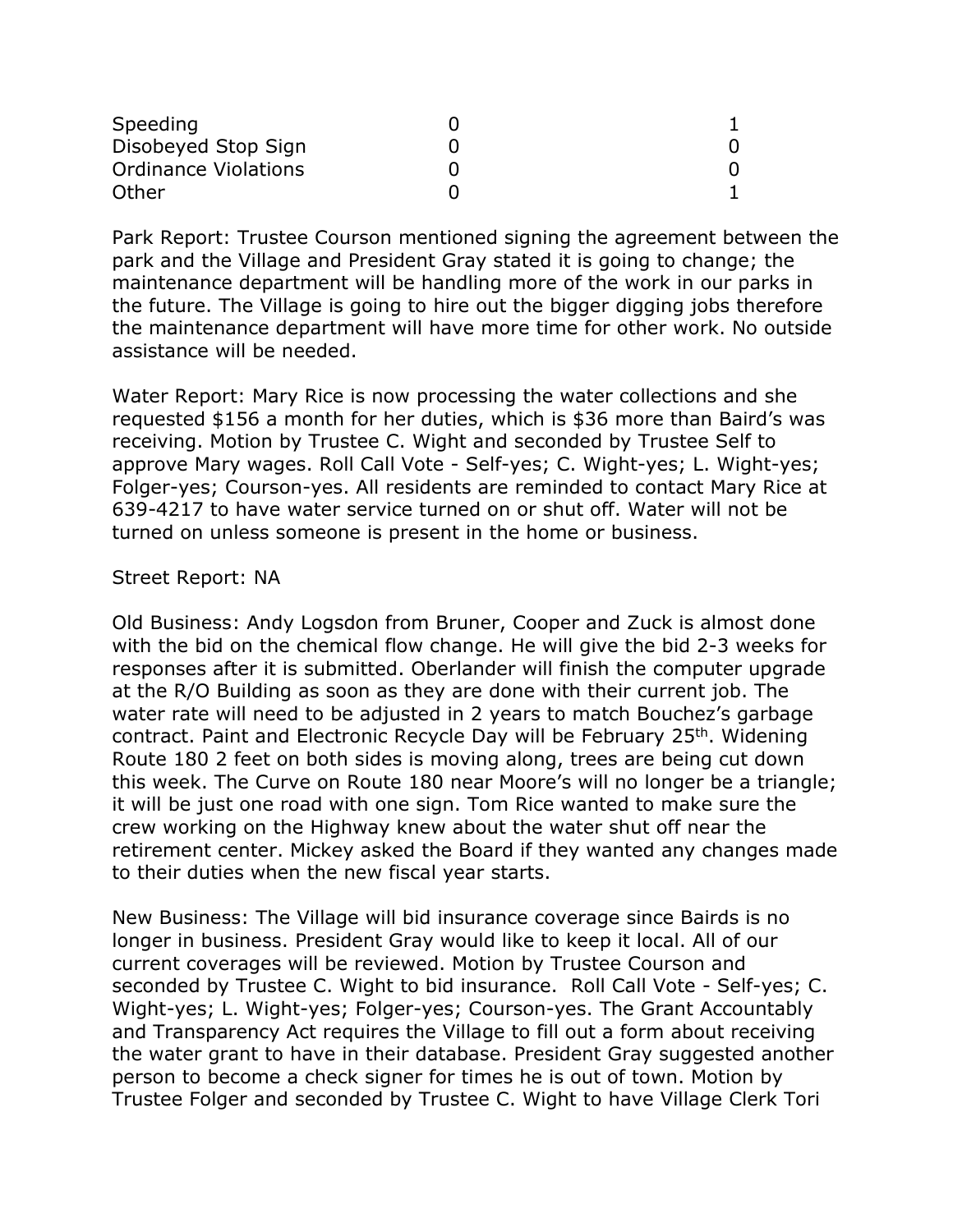| | | |
|---|---|---|
| Speeding | 0 | 1 |
| Disobeyed Stop Sign | 0 | 0 |
| Ordinance Violations | 0 | 0 |
| Other | 0 | 1 |

Park Report: Trustee Courson mentioned signing the agreement between the park and the Village and President Gray stated it is going to change; the maintenance department will be handling more of the work in our parks in the future. The Village is going to hire out the bigger digging jobs therefore the maintenance department will have more time for other work. No outside assistance will be needed.

Water Report: Mary Rice is now processing the water collections and she requested $156 a month for her duties, which is $36 more than Baird's was receiving. Motion by Trustee C. Wight and seconded by Trustee Self to approve Mary wages. Roll Call Vote - Self-yes; C. Wight-yes; L. Wight-yes; Folger-yes; Courson-yes. All residents are reminded to contact Mary Rice at 639-4217 to have water service turned on or shut off. Water will not be turned on unless someone is present in the home or business.

Street Report: NA

Old Business: Andy Logsdon from Bruner, Cooper and Zuck is almost done with the bid on the chemical flow change. He will give the bid 2-3 weeks for responses after it is submitted. Oberlander will finish the computer upgrade at the R/O Building as soon as they are done with their current job. The water rate will need to be adjusted in 2 years to match Bouchez's garbage contract. Paint and Electronic Recycle Day will be February 25th. Widening Route 180 2 feet on both sides is moving along, trees are being cut down this week. The Curve on Route 180 near Moore's will no longer be a triangle; it will be just one road with one sign. Tom Rice wanted to make sure the crew working on the Highway knew about the water shut off near the retirement center. Mickey asked the Board if they wanted any changes made to their duties when the new fiscal year starts.

New Business: The Village will bid insurance coverage since Bairds is no longer in business. President Gray would like to keep it local. All of our current coverages will be reviewed. Motion by Trustee Courson and seconded by Trustee C. Wight to bid insurance. Roll Call Vote - Self-yes; C. Wight-yes; L. Wight-yes; Folger-yes; Courson-yes. The Grant Accountably and Transparency Act requires the Village to fill out a form about receiving the water grant to have in their database. President Gray suggested another person to become a check signer for times he is out of town. Motion by Trustee Folger and seconded by Trustee C. Wight to have Village Clerk Tori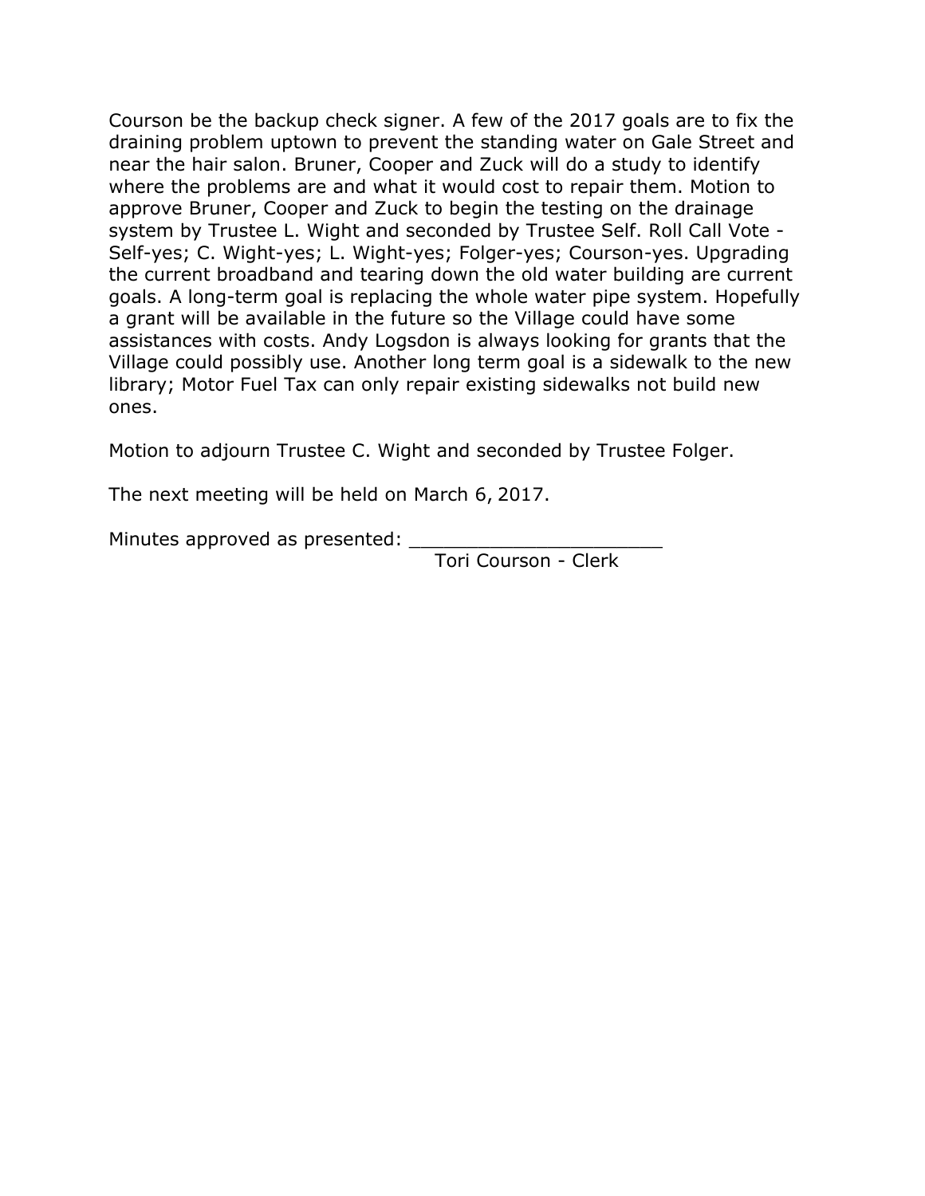Courson be the backup check signer. A few of the 2017 goals are to fix the draining problem uptown to prevent the standing water on Gale Street and near the hair salon. Bruner, Cooper and Zuck will do a study to identify where the problems are and what it would cost to repair them. Motion to approve Bruner, Cooper and Zuck to begin the testing on the drainage system by Trustee L. Wight and seconded by Trustee Self. Roll Call Vote - Self-yes; C. Wight-yes; L. Wight-yes; Folger-yes; Courson-yes. Upgrading the current broadband and tearing down the old water building are current goals. A long-term goal is replacing the whole water pipe system. Hopefully a grant will be available in the future so the Village could have some assistances with costs. Andy Logsdon is always looking for grants that the Village could possibly use. Another long term goal is a sidewalk to the new library; Motor Fuel Tax can only repair existing sidewalks not build new ones.

Motion to adjourn Trustee C. Wight and seconded by Trustee Folger.

The next meeting will be held on March 6, 2017.

Minutes approved as presented: ______________________

Tori Courson - Clerk